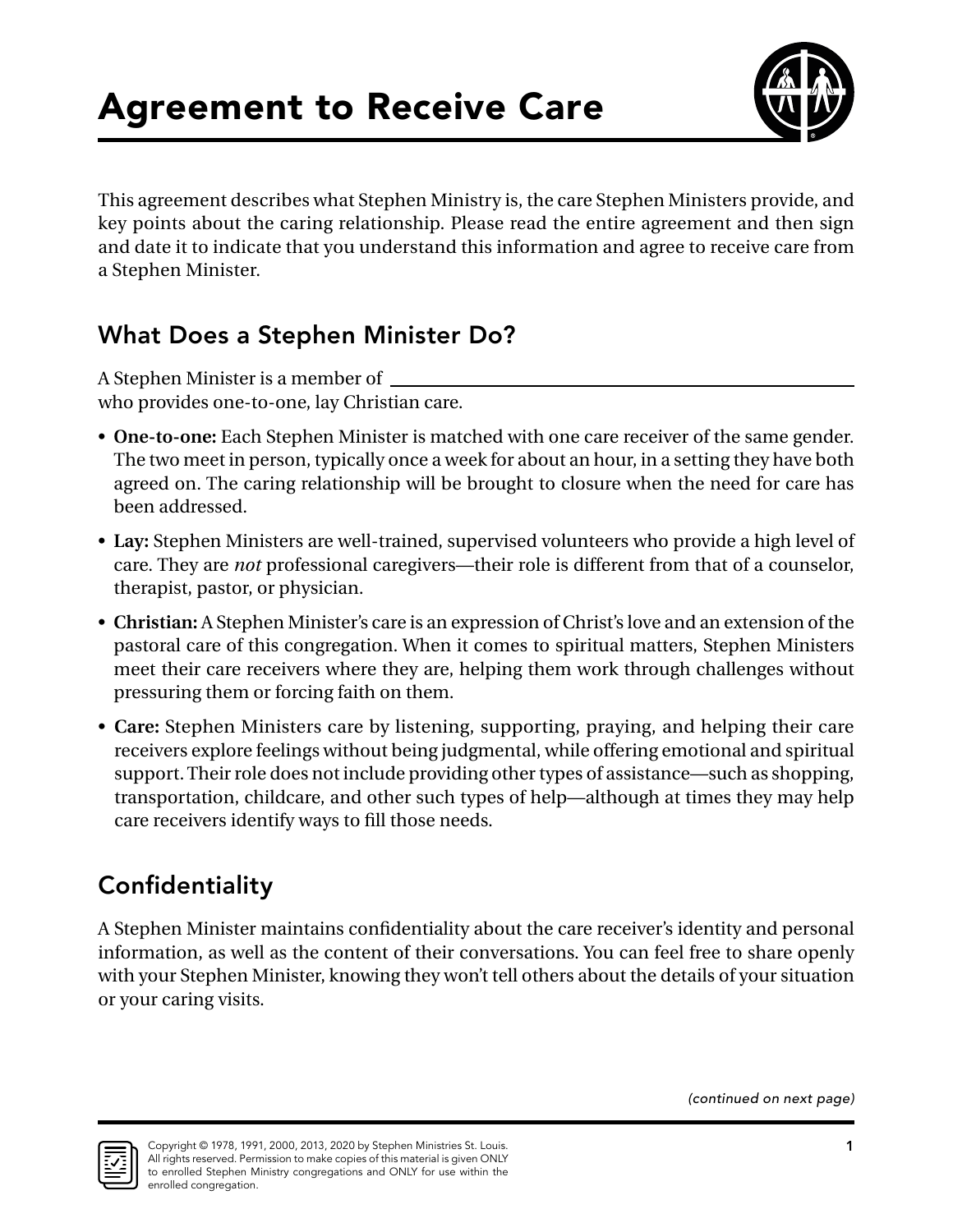# Agreement to Receive Care

This agreement describes what Stephen Ministry is, the care Stephen Ministers provide, and key points about the caring relationship. Please read the entire agreement and then sign and date it to indicate that you understand this information and agree to receive care from a Stephen Minister.

## What Does a Stephen Minister Do?

A Stephen Minister is a member of ______________________________________________ who provides one-to-one, lay Christian care.

- **One-to-one:** Each Stephen Minister is matched with one care receiver of the same gender. The two meet in person, typically once a week for about an hour, in a setting they have both agreed on. The caring relationship will be brought to closure when the need for care has been addressed.
- **Lay:** Stephen Ministers are well-trained, supervised volunteers who provide a high level of care. They are *not* professional caregivers—their role is different from that of a counselor, therapist, pastor, or physician.
- **Christian:** A Stephen Minister's care is an expression of Christ's love and an extension of the pastoral care of this congregation. When it comes to spiritual matters, Stephen Ministers meet their care receivers where they are, helping them work through challenges without pressuring them or forcing faith on them.
- **Care:** Stephen Ministers care by listening, supporting, praying, and helping their care receivers explore feelings without being judgmental, while offering emotional and spiritual support. Their role does not include providing other types of assistance—such as shopping, transportation, childcare, and other such types of help—although at times they may help care receivers identify ways to fill those needs.

## Confidentiality

A Stephen Minister maintains confidentiality about the care receiver's identity and personal information, as well as the content of their conversations. You can feel free to share openly with your Stephen Minister, knowing they won't tell others about the details of your situation or your caring visits.

*(continued on next page)*

Copyright © 1978, 1991, 2000, 2013, 2020 by Stephen Ministries St. Louis. All rights reserved. Permission to make copies of this material is given ONLY to enrolled Stephen Ministry congregations and ONLY for use within the enrolled congregation.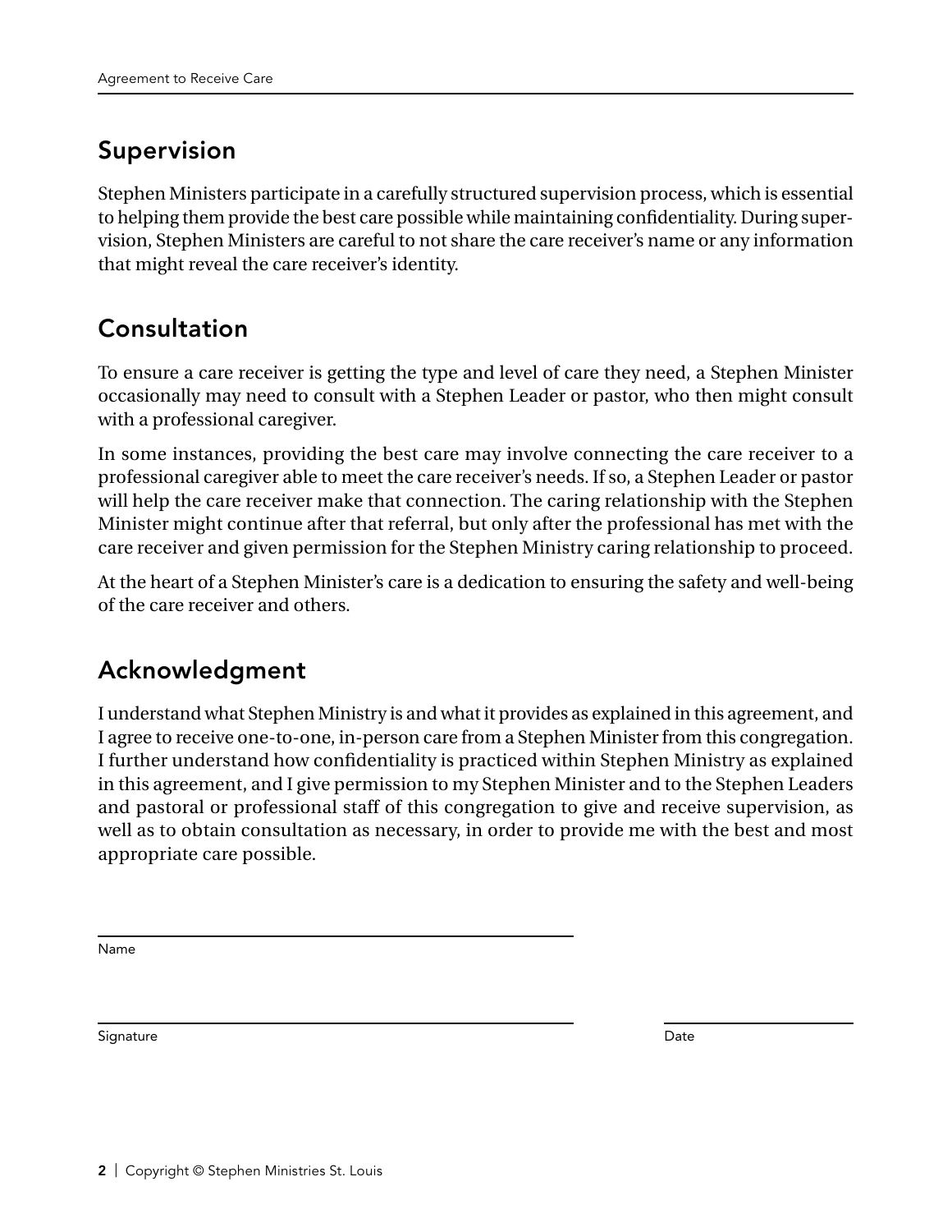## Supervision

Stephen Ministers participate in a carefully structured supervision process, which is essential to helping them provide the best care possible while maintaining confidentiality. During supervision, Stephen Ministers are careful to not share the care receiver's name or any information that might reveal the care receiver's identity.

## Consultation

To ensure a care receiver is getting the type and level of care they need, a Stephen Minister occasionally may need to consult with a Stephen Leader or pastor, who then might consult with a professional caregiver.

In some instances, providing the best care may involve connecting the care receiver to a professional caregiver able to meet the care receiver's needs. If so, a Stephen Leader or pastor will help the care receiver make that connection. The caring relationship with the Stephen Minister might continue after that referral, but only after the professional has met with the care receiver and given permission for the Stephen Ministry caring relationship to proceed.

At the heart of a Stephen Minister's care is a dedication to ensuring the safety and well-being of the care receiver and others.

## Acknowledgment

I understand what Stephen Ministry is and what it provides as explained in this agreement, and I agree to receive one-to-one, in-person care from a Stephen Minister from this congregation. I further understand how confidentiality is practiced within Stephen Ministry as explained in this agreement, and I give permission to my Stephen Minister and to the Stephen Leaders and pastoral or professional staff of this congregation to give and receive supervision, as well as to obtain consultation as necessary, in order to provide me with the best and most appropriate care possible.

\_\_\_\_\_\_\_\_\_\_\_\_\_\_\_\_\_\_\_\_\_\_\_\_\_\_\_\_\_\_\_\_\_\_\_\_\_\_\_\_

Name

\_\_\_\_\_\_\_\_\_\_\_\_\_\_\_\_\_\_\_\_\_\_\_\_\_\_\_\_\_\_\_\_\_\_\_\_\_\_\_\_ \_\_\_\_\_\_\_\_\_\_\_\_\_\_\_\_\_\_\_\_

Signature Date

Copyright © Stephen Ministries St. Louis